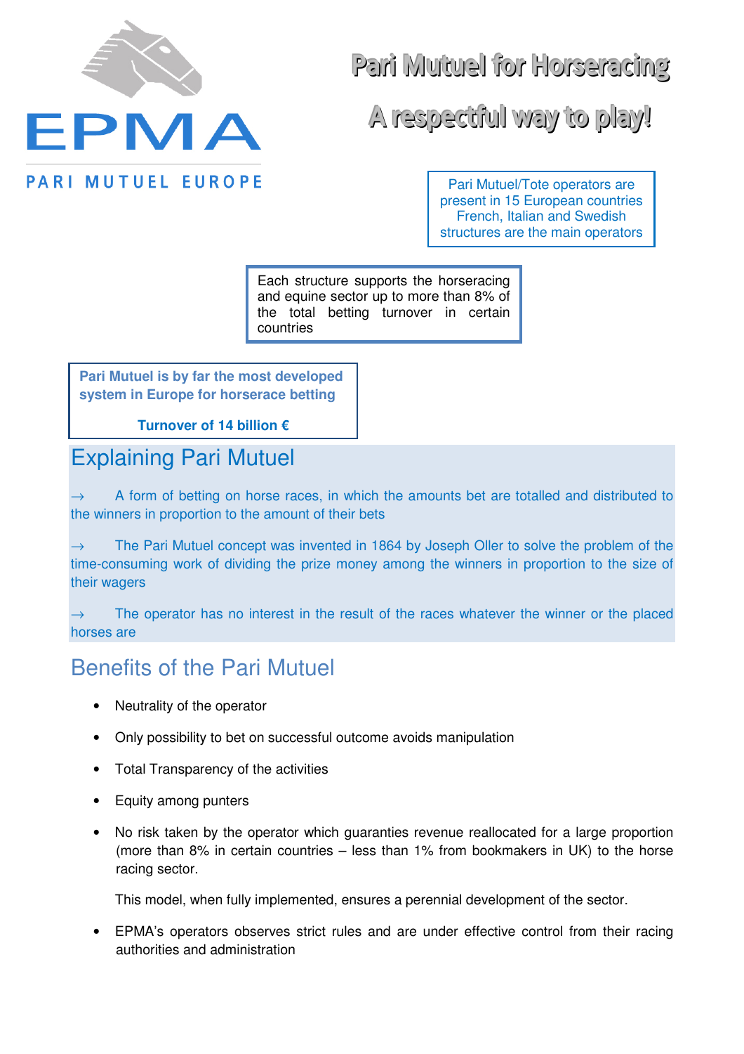EPMA

PARI MUTUEL EUROPE

# Pari Mutuel for Horseracing

# A respectful way to play!

Pari Mutuel/Tote operators are present in 15 European countries French, Italian and Swedish structures are the main operators

Each structure supports the horseracing and equine sector up to more than 8% of the total betting turnover in certain countries

**Pari Mutuel is by far the most developed system in Europe for horserace betting**

**Turnover of 14 billion €**

## Explaining Pari Mutuel

→ A form of betting on horse races, in which the amounts bet are totalled and distributed to the winners in proportion to the amount of their bets

→ The Pari Mutuel concept was invented in 1864 by Joseph Oller to solve the problem of the time-consuming work of dividing the prize money among the winners in proportion to the size of their wagers

→ The operator has no interest in the result of the races whatever the winner or the placed horses are

## Benefits of the Pari Mutuel

- Neutrality of the operator
- Only possibility to bet on successful outcome avoids manipulation
- Total Transparency of the activities
- Equity among punters
- No risk taken by the operator which guaranties revenue reallocated for a large proportion (more than 8% in certain countries – less than 1% from bookmakers in UK) to the horse racing sector.

  This model, when fully implemented, ensures a perennial development of the sector.
- EPMA's operators observes strict rules and are under effective control from their racing authorities and administration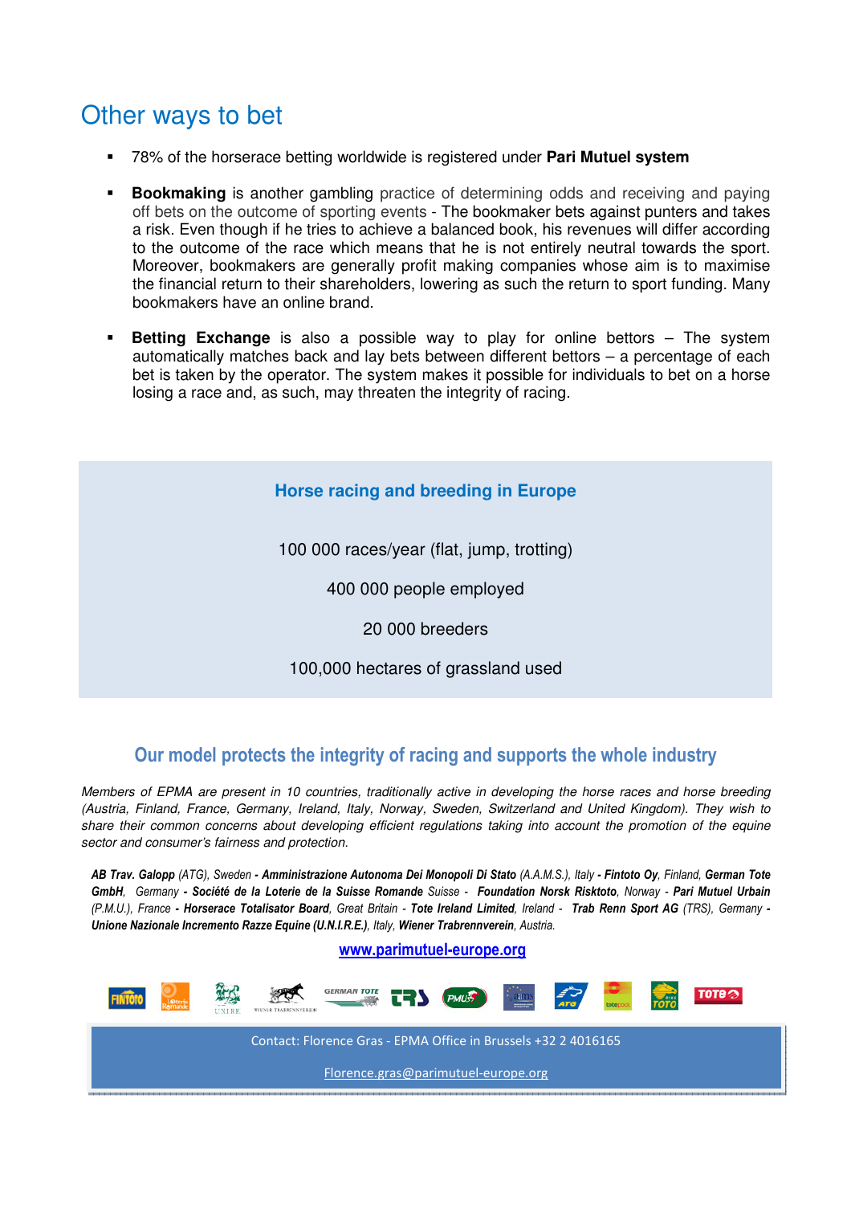# Other ways to bet

- 78% of the horserace betting worldwide is registered under **Pari Mutuel system**

- **Bookmaking** is another gambling practice of determining odds and receiving and paying off bets on the outcome of sporting events - The bookmaker bets against punters and takes a risk. Even though if he tries to achieve a balanced book, his revenues will differ according to the outcome of the race which means that he is not entirely neutral towards the sport. Moreover, bookmakers are generally profit making companies whose aim is to maximise the financial return to their shareholders, lowering as such the return to sport funding. Many bookmakers have an online brand.

- **Betting Exchange** is also a possible way to play for online bettors – The system automatically matches back and lay bets between different bettors – a percentage of each bet is taken by the operator. The system makes it possible for individuals to bet on a horse losing a race and, as such, may threaten the integrity of racing.

### Horse racing and breeding in Europe

100 000 races/year (flat, jump, trotting)

400 000 people employed

20 000 breeders

100,000 hectares of grassland used

## Our model protects the integrity of racing and supports the whole industry

*Members of EPMA are present in 10 countries, traditionally active in developing the horse races and horse breeding (Austria, Finland, France, Germany, Ireland, Italy, Norway, Sweden, Switzerland and United Kingdom). They wish to share their common concerns about developing efficient regulations taking into account the promotion of the equine sector and consumer's fairness and protection.*

***AB Trav. Galopp** (ATG), Sweden - **Amministrazione Autonoma Dei Monopoli Di Stato** (A.A.M.S.), Italy - **Fintoto Oy**, Finland, **German Tote GmbH**, Germany - **Société de la Loterie de la Suisse Romande** Suisse - **Foundation Norsk Risktoto**, Norway - **Pari Mutuel Urbain** (P.M.U.), France - **Horserace Totalisator Board**, Great Britain - **Tote Ireland Limited**, Ireland - **Trab Renn Sport AG** (TRS), Germany - **Unione Nazionale Incremento Razze Equine (U.N.I.R.E.)**, Italy, **Wiener Trabrennverein**, Austria.*

[www.parimutuel-europe.org](http://www.parimutuel-europe.org)

Contact: Florence Gras - EPMA Office in Brussels +32 2 4016165

Florence.gras@parimutuel-europe.org